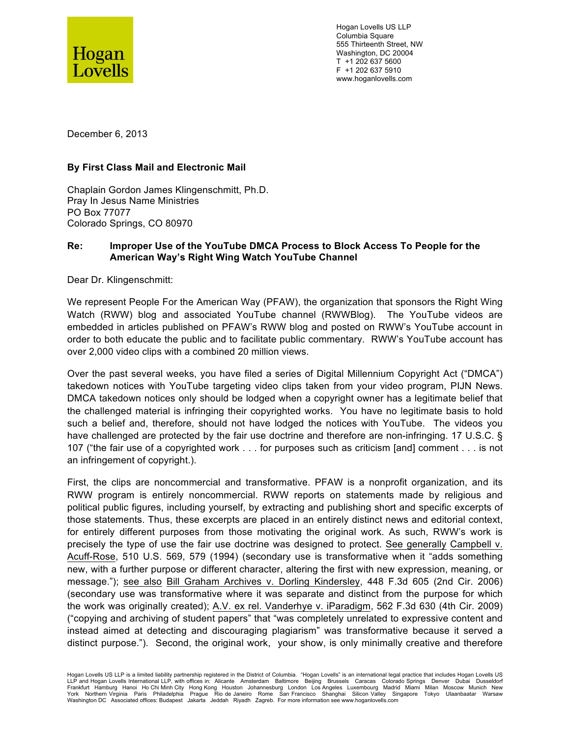Hogan Lovells

Hogan Lovells US LLP
Columbia Square
555 Thirteenth Street, NW
Washington, DC 20004
T +1 202 637 5600
F +1 202 637 5910
www.hoganlovells.com

December 6, 2013

**By First Class Mail and Electronic Mail**

Chaplain Gordon James Klingenschmitt, Ph.D.
Pray In Jesus Name Ministries
PO Box 77077
Colorado Springs, CO 80970

**Re: Improper Use of the YouTube DMCA Process to Block Access To People for the American Way's Right Wing Watch YouTube Channel**

Dear Dr. Klingenschmitt:

We represent People For the American Way (PFAW), the organization that sponsors the Right Wing Watch (RWW) blog and associated YouTube channel (RWWBlog). The YouTube videos are embedded in articles published on PFAW's RWW blog and posted on RWW's YouTube account in order to both educate the public and to facilitate public commentary. RWW's YouTube account has over 2,000 video clips with a combined 20 million views.

Over the past several weeks, you have filed a series of Digital Millennium Copyright Act ("DMCA") takedown notices with YouTube targeting video clips taken from your video program, PIJN News. DMCA takedown notices only should be lodged when a copyright owner has a legitimate belief that the challenged material is infringing their copyrighted works. You have no legitimate basis to hold such a belief and, therefore, should not have lodged the notices with YouTube. The videos you have challenged are protected by the fair use doctrine and therefore are non-infringing. 17 U.S.C. § 107 ("the fair use of a copyrighted work . . . for purposes such as criticism [and] comment . . . is not an infringement of copyright.).

First, the clips are noncommercial and transformative. PFAW is a nonprofit organization, and its RWW program is entirely noncommercial. RWW reports on statements made by religious and political public figures, including yourself, by extracting and publishing short and specific excerpts of those statements. Thus, these excerpts are placed in an entirely distinct news and editorial context, for entirely different purposes from those motivating the original work. As such, RWW's work is precisely the type of use the fair use doctrine was designed to protect. See generally Campbell v. Acuff-Rose, 510 U.S. 569, 579 (1994) (secondary use is transformative when it "adds something new, with a further purpose or different character, altering the first with new expression, meaning, or message."); see also Bill Graham Archives v. Dorling Kindersley, 448 F.3d 605 (2nd Cir. 2006) (secondary use was transformative where it was separate and distinct from the purpose for which the work was originally created); A.V. ex rel. Vanderhye v. iParadigm, 562 F.3d 630 (4th Cir. 2009) ("copying and archiving of student papers" that "was completely unrelated to expressive content and instead aimed at detecting and discouraging plagiarism" was transformative because it served a distinct purpose."). Second, the original work, your show, is only minimally creative and therefore

Hogan Lovells US LLP is a limited liability partnership registered in the District of Columbia. "Hogan Lovells" is an international legal practice that includes Hogan Lovells US LLP and Hogan Lovells International LLP, with offices in: Alicante Amsterdam Baltimore Beijing Brussels Caracas Colorado Springs Denver Dubai Dusseldorf Frankfurt Hamburg Hanoi Ho Chi Minh City Hong Kong Houston Johannesburg London Los Angeles Luxembourg Madrid Miami Milan Moscow Munich New York Northern Virginia Paris Philadelphia Prague Rio de Janeiro Rome San Francisco Shanghai Silicon Valley Singapore Tokyo Ulaanbaatar Warsaw Washington DC Associated offices: Budapest Jakarta Jeddah Riyadh Zagreb. For more information see www.hoganlovells.com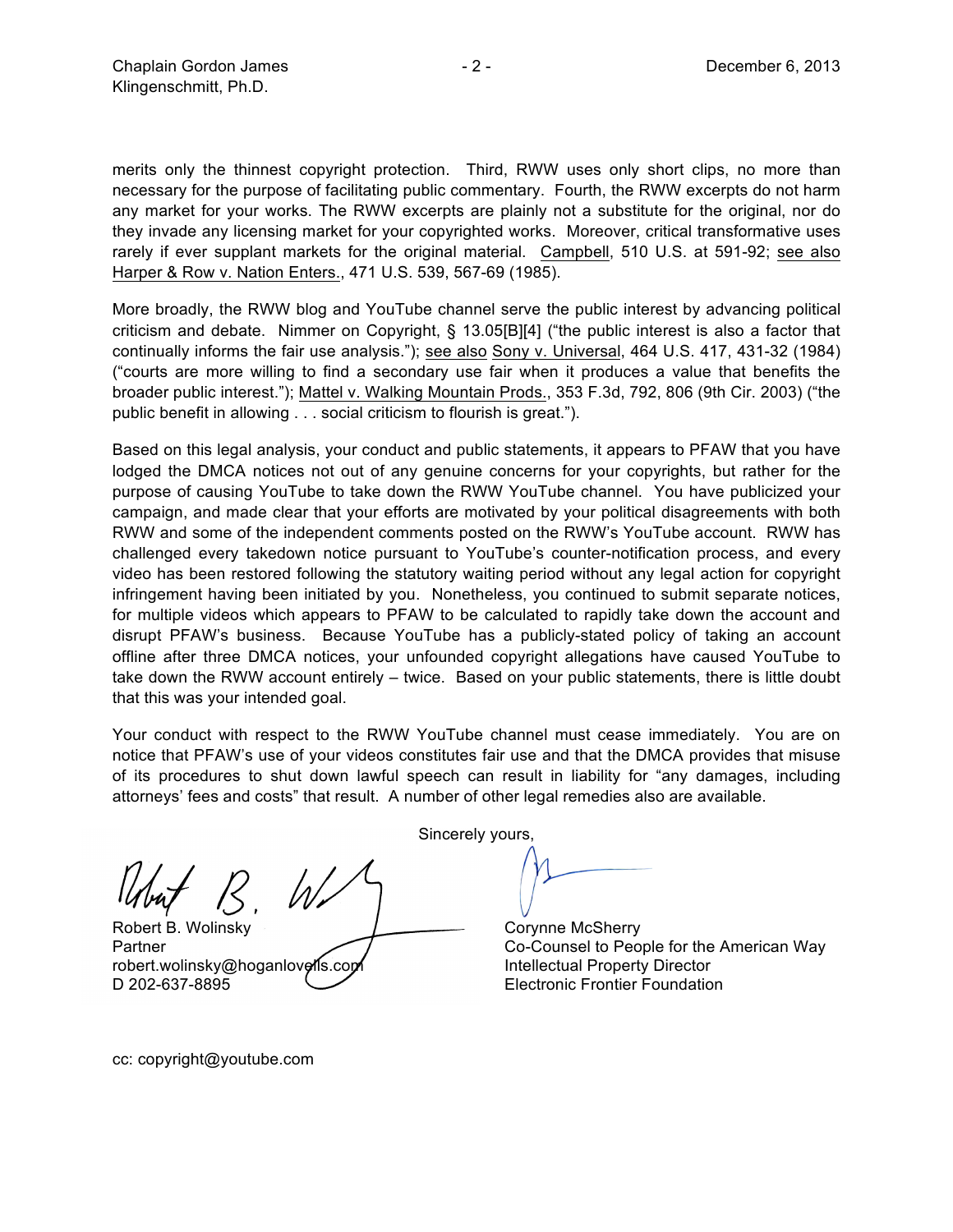merits only the thinnest copyright protection. Third, RWW uses only short clips, no more than necessary for the purpose of facilitating public commentary. Fourth, the RWW excerpts do not harm any market for your works. The RWW excerpts are plainly not a substitute for the original, nor do they invade any licensing market for your copyrighted works. Moreover, critical transformative uses rarely if ever supplant markets for the original material. Campbell, 510 U.S. at 591-92; see also Harper & Row v. Nation Enters., 471 U.S. 539, 567-69 (1985).

More broadly, the RWW blog and YouTube channel serve the public interest by advancing political criticism and debate. Nimmer on Copyright, § 13.05[B][4] ("the public interest is also a factor that continually informs the fair use analysis."); see also Sony v. Universal, 464 U.S. 417, 431-32 (1984) ("courts are more willing to find a secondary use fair when it produces a value that benefits the broader public interest."); Mattel v. Walking Mountain Prods., 353 F.3d, 792, 806 (9th Cir. 2003) ("the public benefit in allowing . . . social criticism to flourish is great.").

Based on this legal analysis, your conduct and public statements, it appears to PFAW that you have lodged the DMCA notices not out of any genuine concerns for your copyrights, but rather for the purpose of causing YouTube to take down the RWW YouTube channel. You have publicized your campaign, and made clear that your efforts are motivated by your political disagreements with both RWW and some of the independent comments posted on the RWW's YouTube account. RWW has challenged every takedown notice pursuant to YouTube's counter-notification process, and every video has been restored following the statutory waiting period without any legal action for copyright infringement having been initiated by you. Nonetheless, you continued to submit separate notices, for multiple videos which appears to PFAW to be calculated to rapidly take down the account and disrupt PFAW's business. Because YouTube has a publicly-stated policy of taking an account offline after three DMCA notices, your unfounded copyright allegations have caused YouTube to take down the RWW account entirely – twice. Based on your public statements, there is little doubt that this was your intended goal.

Your conduct with respect to the RWW YouTube channel must cease immediately. You are on notice that PFAW's use of your videos constitutes fair use and that the DMCA provides that misuse of its procedures to shut down lawful speech can result in liability for "any damages, including attorneys' fees and costs" that result. A number of other legal remedies also are available.

Sincerely yours,

Robert B. Wolinsky
Partner
robert.wolinsky@hoganlovells.com
D 202-637-8895

Corynne McSherry
Co-Counsel to People for the American Way
Intellectual Property Director
Electronic Frontier Foundation

cc: copyright@youtube.com